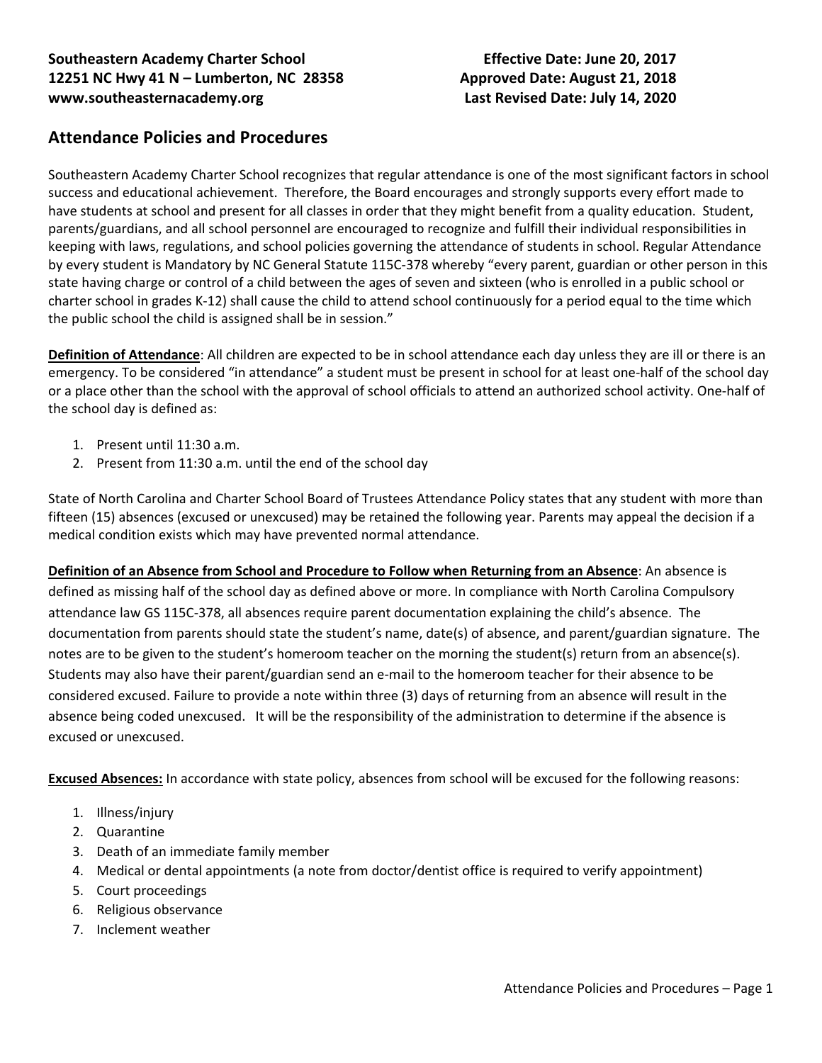**Southeastern Academy Charter School**
**12251 NC Hwy 41 N – Lumberton, NC 28358**
**www.southeasternacademy.org**

**Effective Date: June 20, 2017**
**Approved Date: August 21, 2018**
**Last Revised Date: July 14, 2020**

## Attendance Policies and Procedures

Southeastern Academy Charter School recognizes that regular attendance is one of the most significant factors in school success and educational achievement. Therefore, the Board encourages and strongly supports every effort made to have students at school and present for all classes in order that they might benefit from a quality education. Student, parents/guardians, and all school personnel are encouraged to recognize and fulfill their individual responsibilities in keeping with laws, regulations, and school policies governing the attendance of students in school. Regular Attendance by every student is Mandatory by NC General Statute 115C-378 whereby "every parent, guardian or other person in this state having charge or control of a child between the ages of seven and sixteen (who is enrolled in a public school or charter school in grades K-12) shall cause the child to attend school continuously for a period equal to the time which the public school the child is assigned shall be in session."

**Definition of Attendance**: All children are expected to be in school attendance each day unless they are ill or there is an emergency. To be considered "in attendance" a student must be present in school for at least one-half of the school day or a place other than the school with the approval of school officials to attend an authorized school activity. One-half of the school day is defined as:

1. Present until 11:30 a.m.
2. Present from 11:30 a.m. until the end of the school day

State of North Carolina and Charter School Board of Trustees Attendance Policy states that any student with more than fifteen (15) absences (excused or unexcused) may be retained the following year. Parents may appeal the decision if a medical condition exists which may have prevented normal attendance.

**Definition of an Absence from School and Procedure to Follow when Returning from an Absence**: An absence is defined as missing half of the school day as defined above or more. In compliance with North Carolina Compulsory attendance law GS 115C-378, all absences require parent documentation explaining the child's absence. The documentation from parents should state the student's name, date(s) of absence, and parent/guardian signature. The notes are to be given to the student's homeroom teacher on the morning the student(s) return from an absence(s). Students may also have their parent/guardian send an e-mail to the homeroom teacher for their absence to be considered excused. Failure to provide a note within three (3) days of returning from an absence will result in the absence being coded unexcused. It will be the responsibility of the administration to determine if the absence is excused or unexcused.

**Excused Absences:** In accordance with state policy, absences from school will be excused for the following reasons:

1. Illness/injury
2. Quarantine
3. Death of an immediate family member
4. Medical or dental appointments (a note from doctor/dentist office is required to verify appointment)
5. Court proceedings
6. Religious observance
7. Inclement weather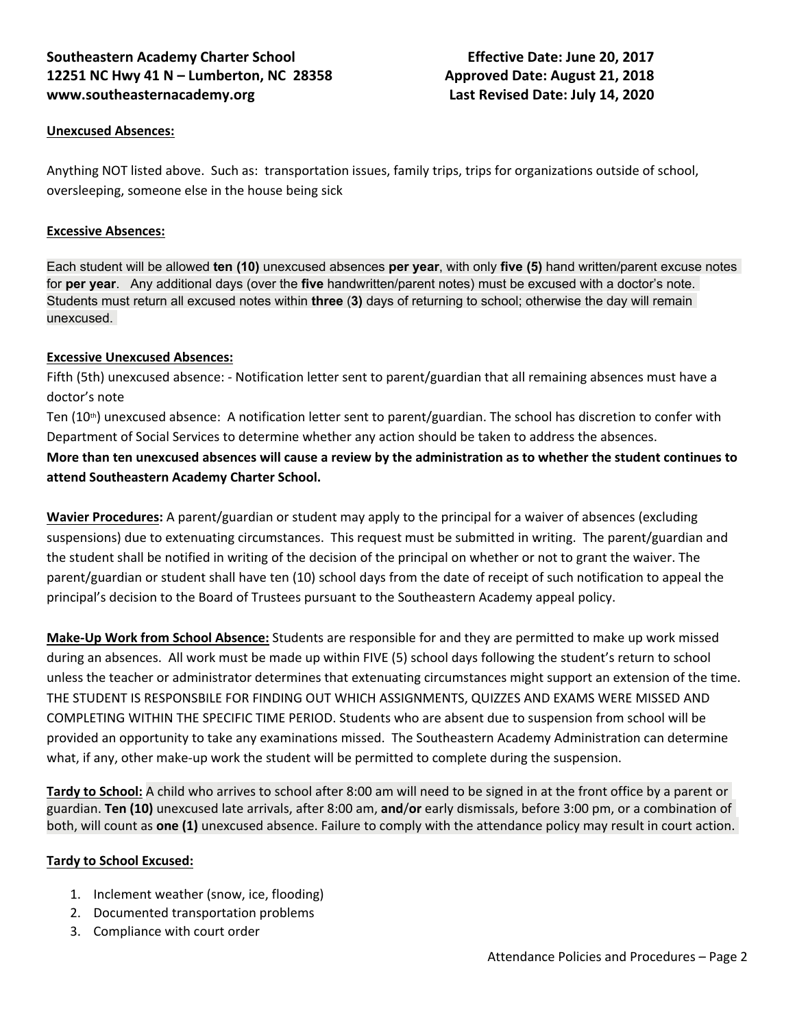**Unexcused Absences:**

Anything NOT listed above. Such as: transportation issues, family trips, trips for organizations outside of school, oversleeping, someone else in the house being sick

**Excessive Absences:**

Each student will be allowed **ten (10)** unexcused absences **per year**, with only **five (5)** hand written/parent excuse notes for **per year**. Any additional days (over the **five** handwritten/parent notes) must be excused with a doctor's note. Students must return all excused notes within **three** (**3)** days of returning to school; otherwise the day will remain unexcused.

**Excessive Unexcused Absences:**

Fifth (5th) unexcused absence: - Notification letter sent to parent/guardian that all remaining absences must have a doctor's note

Ten (10th) unexcused absence: A notification letter sent to parent/guardian. The school has discretion to confer with Department of Social Services to determine whether any action should be taken to address the absences.

**More than ten unexcused absences will cause a review by the administration as to whether the student continues to attend Southeastern Academy Charter School.**

**Wavier Procedures:** A parent/guardian or student may apply to the principal for a waiver of absences (excluding suspensions) due to extenuating circumstances. This request must be submitted in writing. The parent/guardian and the student shall be notified in writing of the decision of the principal on whether or not to grant the waiver. The parent/guardian or student shall have ten (10) school days from the date of receipt of such notification to appeal the principal's decision to the Board of Trustees pursuant to the Southeastern Academy appeal policy.

**Make-Up Work from School Absence:** Students are responsible for and they are permitted to make up work missed during an absences. All work must be made up within FIVE (5) school days following the student's return to school unless the teacher or administrator determines that extenuating circumstances might support an extension of the time. THE STUDENT IS RESPONSBILE FOR FINDING OUT WHICH ASSIGNMENTS, QUIZZES AND EXAMS WERE MISSED AND COMPLETING WITHIN THE SPECIFIC TIME PERIOD. Students who are absent due to suspension from school will be provided an opportunity to take any examinations missed. The Southeastern Academy Administration can determine what, if any, other make-up work the student will be permitted to complete during the suspension.

**Tardy to School:** A child who arrives to school after 8:00 am will need to be signed in at the front office by a parent or guardian. **Ten (10)** unexcused late arrivals, after 8:00 am, **and**/**or** early dismissals, before 3:00 pm, or a combination of both, will count as **one (1)** unexcused absence. Failure to comply with the attendance policy may result in court action.

**Tardy to School Excused:**

1. Inclement weather (snow, ice, flooding)
2. Documented transportation problems
3. Compliance with court order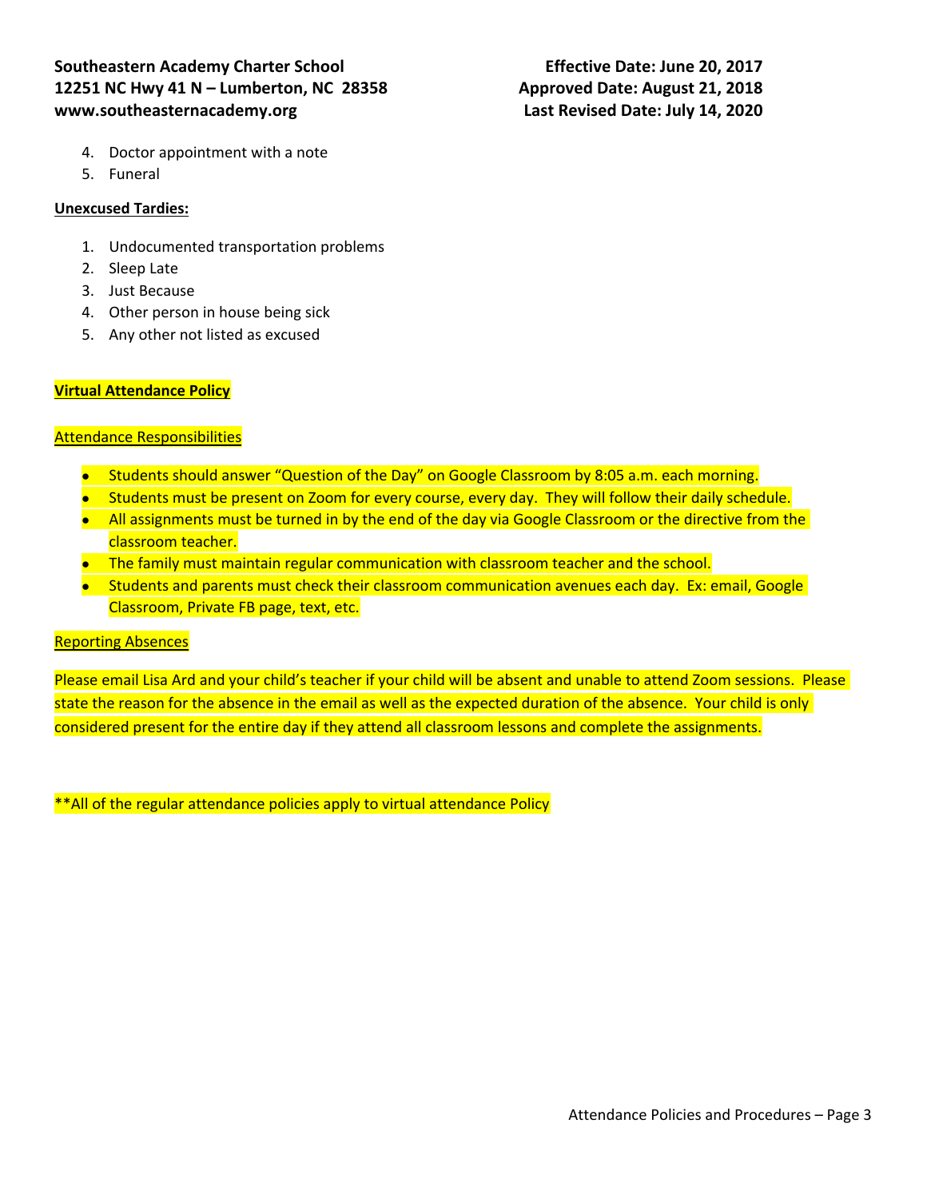4. Doctor appointment with a note
5. Funeral

**Unexcused Tardies:**

1. Undocumented transportation problems
2. Sleep Late
3. Just Because
4. Other person in house being sick
5. Any other not listed as excused

**Virtual Attendance Policy**

Attendance Responsibilities

- Students should answer "Question of the Day" on Google Classroom by 8:05 a.m. each morning.
- Students must be present on Zoom for every course, every day. They will follow their daily schedule.
- All assignments must be turned in by the end of the day via Google Classroom or the directive from the classroom teacher.
- The family must maintain regular communication with classroom teacher and the school.
- Students and parents must check their classroom communication avenues each day. Ex: email, Google Classroom, Private FB page, text, etc.

Reporting Absences

Please email Lisa Ard and your child's teacher if your child will be absent and unable to attend Zoom sessions. Please state the reason for the absence in the email as well as the expected duration of the absence. Your child is only considered present for the entire day if they attend all classroom lessons and complete the assignments.

**All of the regular attendance policies apply to virtual attendance Policy